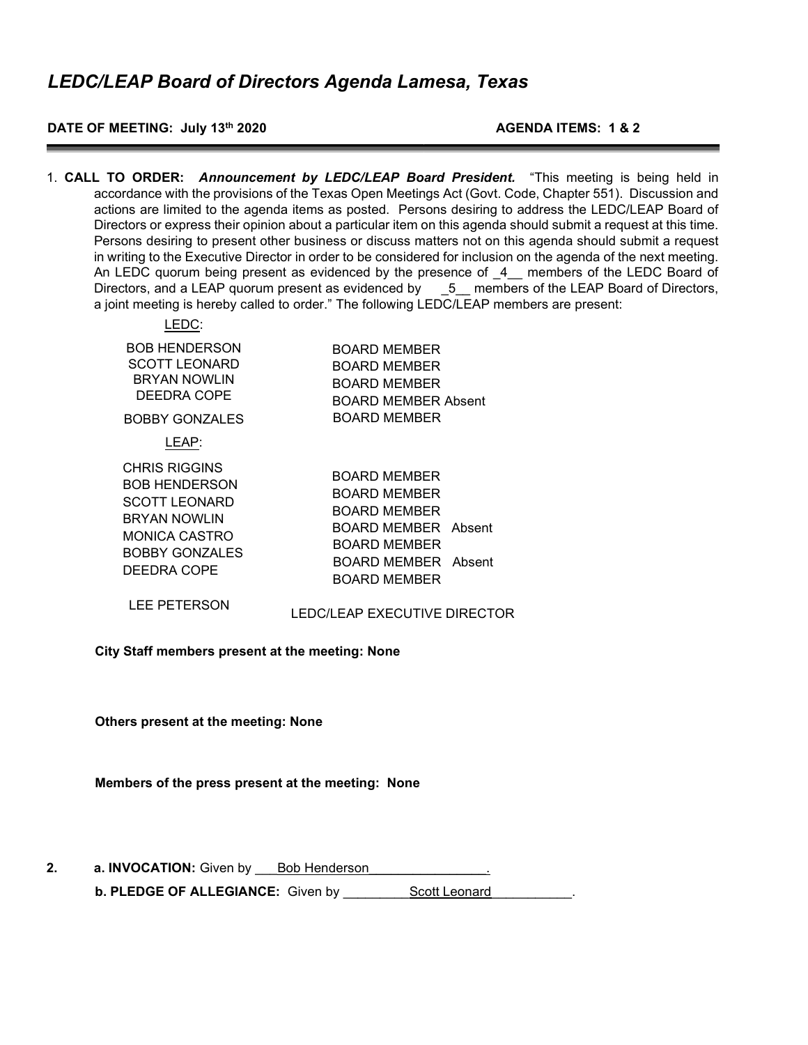# *LEDC/LEAP Board of Directors Agenda Lamesa, Texas*

**DATE OF MEETING: July 13th 2020** **AGENDA ITEMS: 1 & 2**

1. **CALL TO ORDER:** ***Announcement by LEDC/LEAP Board President.*** "This meeting is being held in accordance with the provisions of the Texas Open Meetings Act (Govt. Code, Chapter 551). Discussion and actions are limited to the agenda items as posted. Persons desiring to address the LEDC/LEAP Board of Directors or express their opinion about a particular item on this agenda should submit a request at this time. Persons desiring to present other business or discuss matters not on this agenda should submit a request in writing to the Executive Director in order to be considered for inclusion on the agenda of the next meeting. An LEDC quorum being present as evidenced by the presence of _4__ members of the LEDC Board of Directors, and a LEAP quorum present as evidenced by _5__ members of the LEAP Board of Directors, a joint meeting is hereby called to order." The following LEDC/LEAP members are present:

LEDC:

| | |
|---|---|
| BOB HENDERSON | BOARD MEMBER |
| SCOTT LEONARD | BOARD MEMBER |
| BRYAN NOWLIN | BOARD MEMBER |
| DEEDRA COPE | BOARD MEMBER Absent |
| BOBBY GONZALES | BOARD MEMBER |

LEAP:

| | |
|---|---|
| CHRIS RIGGINS | BOARD MEMBER |
| BOB HENDERSON | BOARD MEMBER |
| SCOTT LEONARD | BOARD MEMBER |
| BRYAN NOWLIN | BOARD MEMBER Absent |
| MONICA CASTRO | BOARD MEMBER |
| BOBBY GONZALES | BOARD MEMBER Absent |
| DEEDRA COPE | BOARD MEMBER |

| | |
|---|---|
| LEE PETERSON | LEDC/LEAP EXECUTIVE DIRECTOR |

**City Staff members present at the meeting: None**

**Others present at the meeting: None**

**Members of the press present at the meeting: None**

**2.** **a. INVOCATION:** Given by ___Bob Henderson________________.

**b. PLEDGE OF ALLEGIANCE:** Given by _________Scott Leonard___________.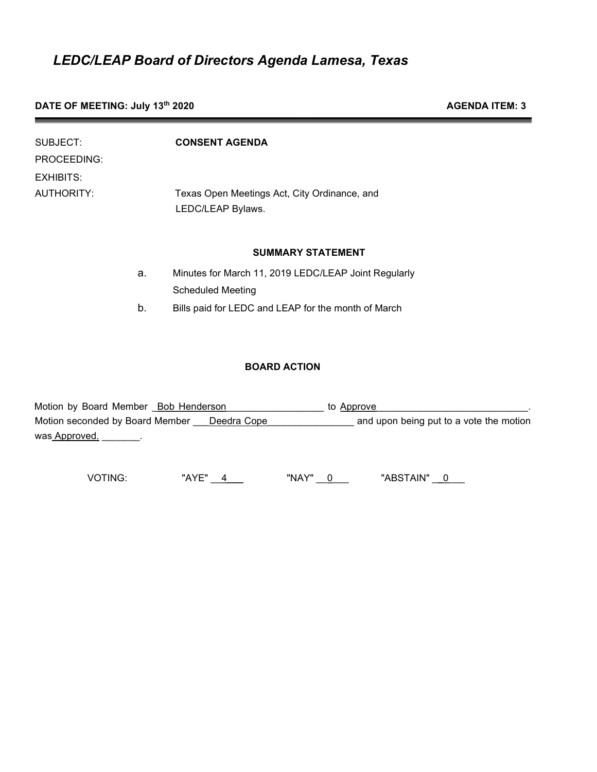# *LEDC/LEAP Board of Directors Agenda Lamesa, Texas*

**DATE OF MEETING: July 13th 2020** **AGENDA ITEM: 3**

---

SUBJECT: **CONSENT AGENDA**

PROCEEDING:

EXHIBITS:

AUTHORITY: Texas Open Meetings Act, City Ordinance, and LEDC/LEAP Bylaws.

### SUMMARY STATEMENT

a. Minutes for March 11, 2019 LEDC/LEAP Joint Regularly Scheduled Meeting

b. Bills paid for LEDC and LEAP for the month of March

### BOARD ACTION

Motion by Board Member Bob Henderson to Approve. Motion seconded by Board Member Deedra Cope and upon being put to a vote the motion was Approved.

VOTING: "AYE" 4 "NAY" 0 "ABSTAIN" 0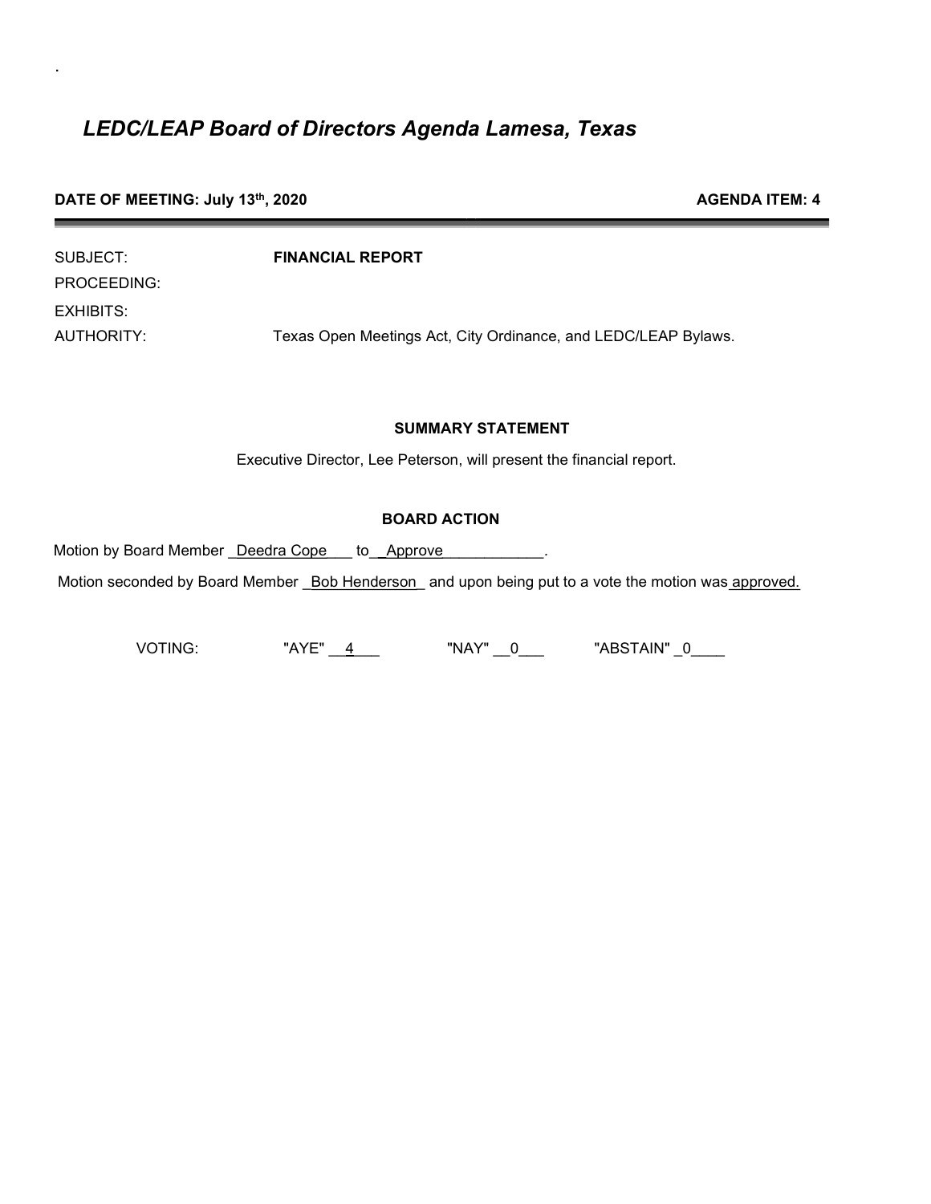.

# *LEDC/LEAP Board of Directors Agenda Lamesa, Texas*

**DATE OF MEETING: July 13th, 2020** **AGENDA ITEM: 4**

---

SUBJECT: **FINANCIAL REPORT**

PROCEEDING:

EXHIBITS:

AUTHORITY: Texas Open Meetings Act, City Ordinance, and LEDC/LEAP Bylaws.

**SUMMARY STATEMENT**

Executive Director, Lee Peterson, will present the financial report.

**BOARD ACTION**

Motion by Board Member _Deedra Cope___ to__Approve____________.

Motion seconded by Board Member _Bob Henderson_ and upon being put to a vote the motion was approved.

VOTING: "AYE" __4___ "NAY" __0___ "ABSTAIN" _0____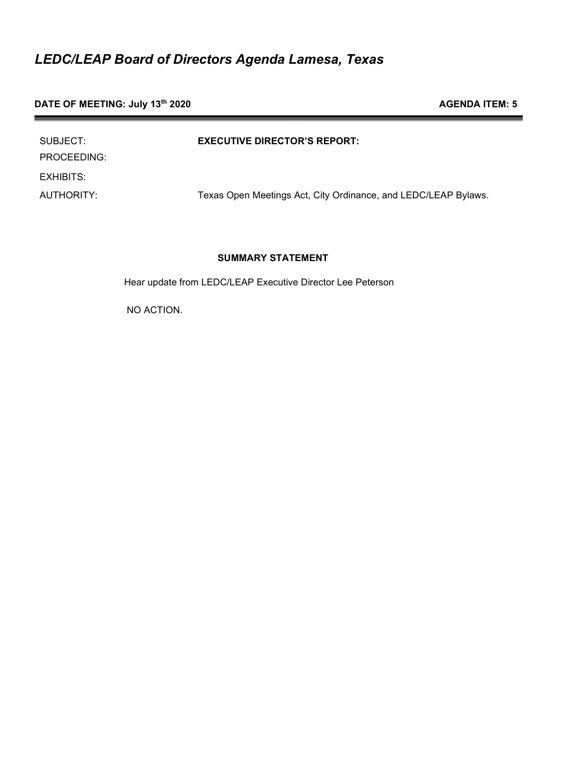# *LEDC/LEAP Board of Directors Agenda Lamesa, Texas*

**DATE OF MEETING: July 13th 2020** **AGENDA ITEM: 5**

| | |
|---|---|
| SUBJECT: | **EXECUTIVE DIRECTOR'S REPORT:** |
| PROCEEDING: | |
| EXHIBITS: | |
| AUTHORITY: | Texas Open Meetings Act, City Ordinance, and LEDC/LEAP Bylaws. |

**SUMMARY STATEMENT**

Hear update from LEDC/LEAP Executive Director Lee Peterson

NO ACTION.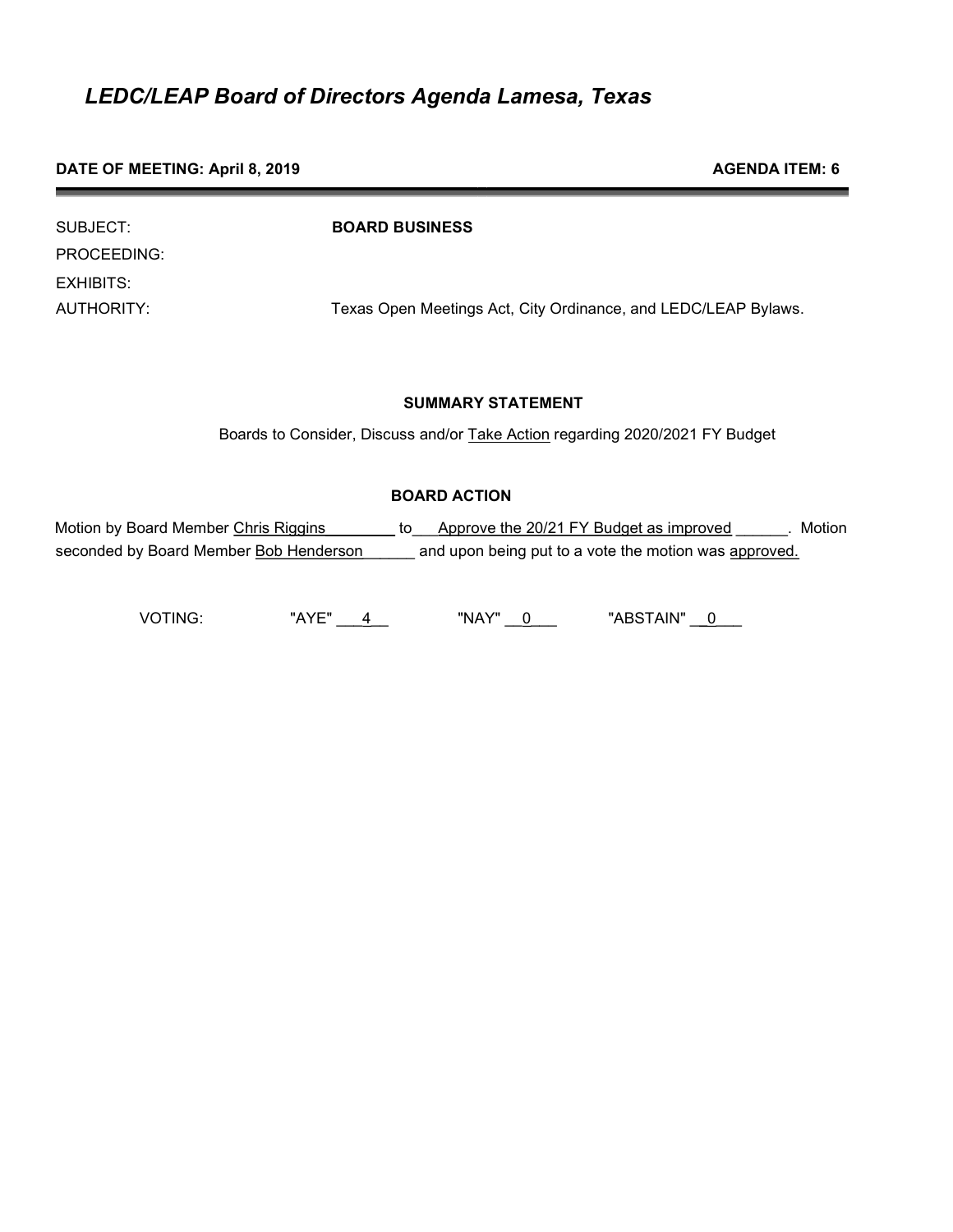# *LEDC/LEAP Board of Directors Agenda Lamesa, Texas*

**DATE OF MEETING: April 8, 2019** **AGENDA ITEM: 6**

SUBJECT: **BOARD BUSINESS**

PROCEEDING:

EXHIBITS:

AUTHORITY: Texas Open Meetings Act, City Ordinance, and LEDC/LEAP Bylaws.

**SUMMARY STATEMENT**

Boards to Consider, Discuss and/or Take Action regarding 2020/2021 FY Budget

**BOARD ACTION**

Motion by Board Member Chris Riggins to Approve the 20/21 FY Budget as improved ______. Motion seconded by Board Member Bob Henderson ______ and upon being put to a vote the motion was approved.

VOTING: "AYE" 4 "NAY" 0 "ABSTAIN" 0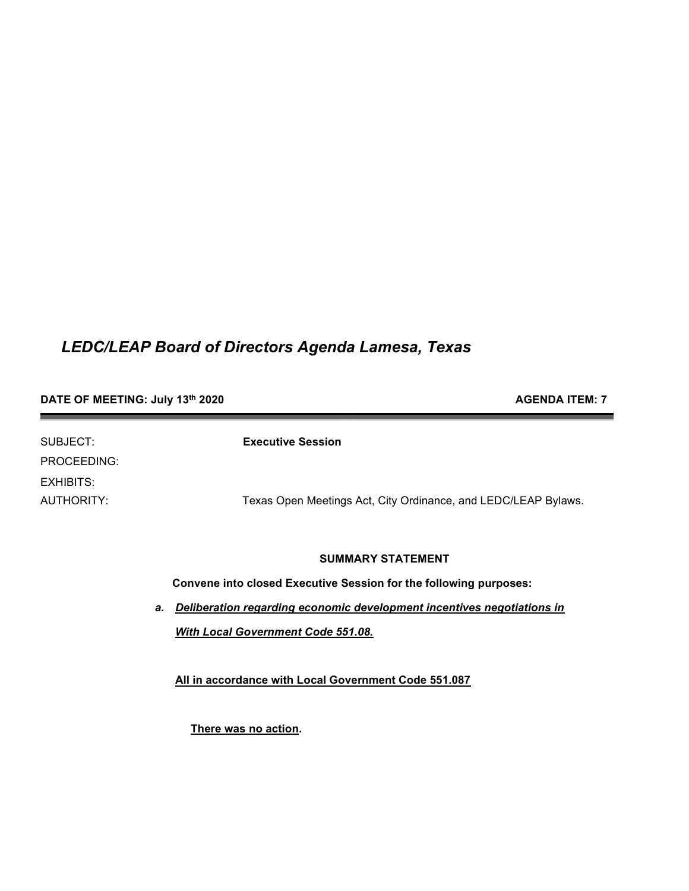# *LEDC/LEAP Board of Directors Agenda Lamesa, Texas*

**DATE OF MEETING: July 13th 2020** **AGENDA ITEM: 7**

---

SUBJECT: **Executive Session**

PROCEEDING:

EXHIBITS:

AUTHORITY: Texas Open Meetings Act, City Ordinance, and LEDC/LEAP Bylaws.

**SUMMARY STATEMENT**

**Convene into closed Executive Session for the following purposes:**

***a. Deliberation regarding economic development incentives negotiations in With Local Government Code 551.08.***

**All in accordance with Local Government Code 551.087**

**There was no action.**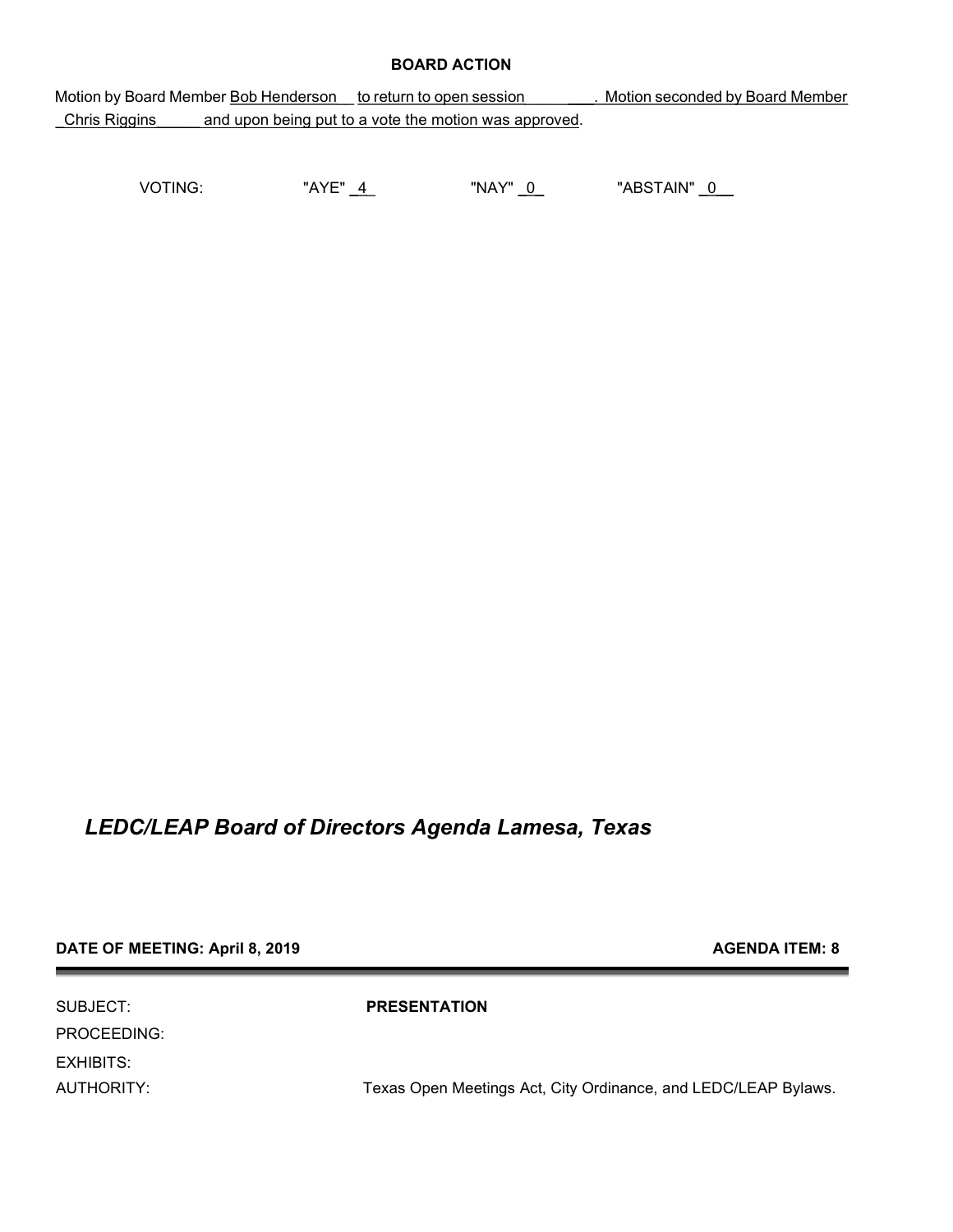**BOARD ACTION**

Motion by Board Member Bob Henderson to return to open session. Motion seconded by Board Member Chris Riggins and upon being put to a vote the motion was approved.

VOTING: "AYE" 4 "NAY" 0 "ABSTAIN" 0

## *LEDC/LEAP Board of Directors Agenda Lamesa, Texas*

**DATE OF MEETING: April 8, 2019** **AGENDA ITEM: 8**

| | |
|---|---|
| SUBJECT: | **PRESENTATION** |
| PROCEEDING: | |
| EXHIBITS: | |
| AUTHORITY: | Texas Open Meetings Act, City Ordinance, and LEDC/LEAP Bylaws. |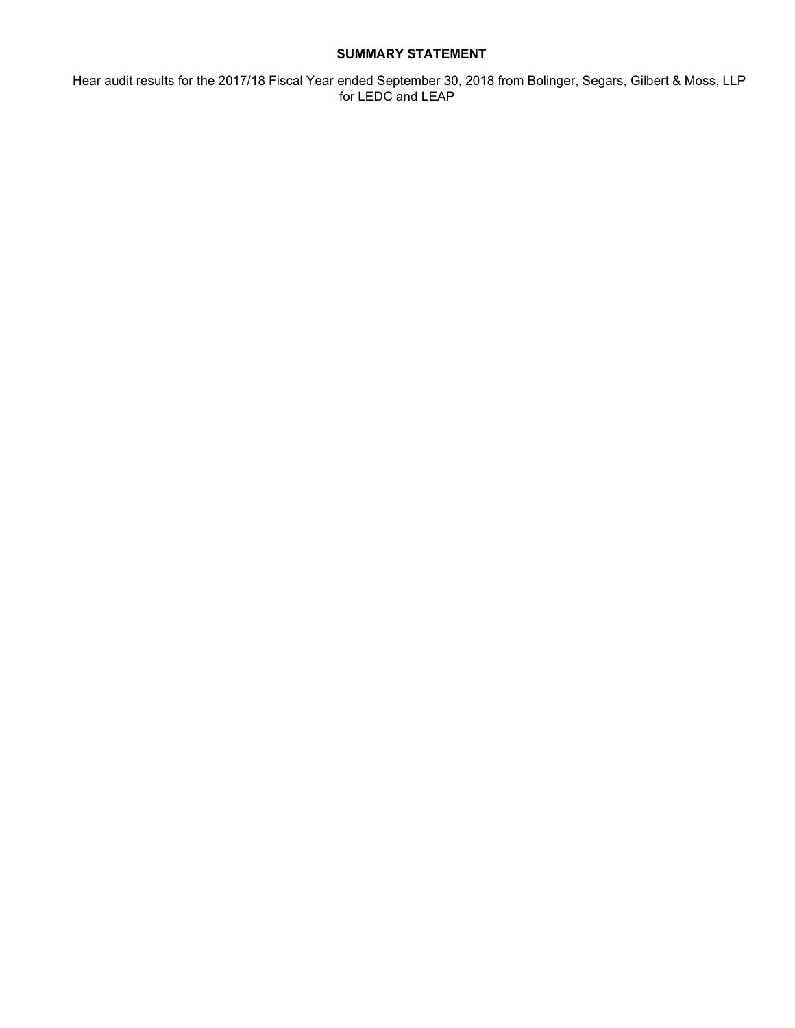**SUMMARY STATEMENT**

Hear audit results for the 2017/18 Fiscal Year ended September 30, 2018 from Bolinger, Segars, Gilbert & Moss, LLP for LEDC and LEAP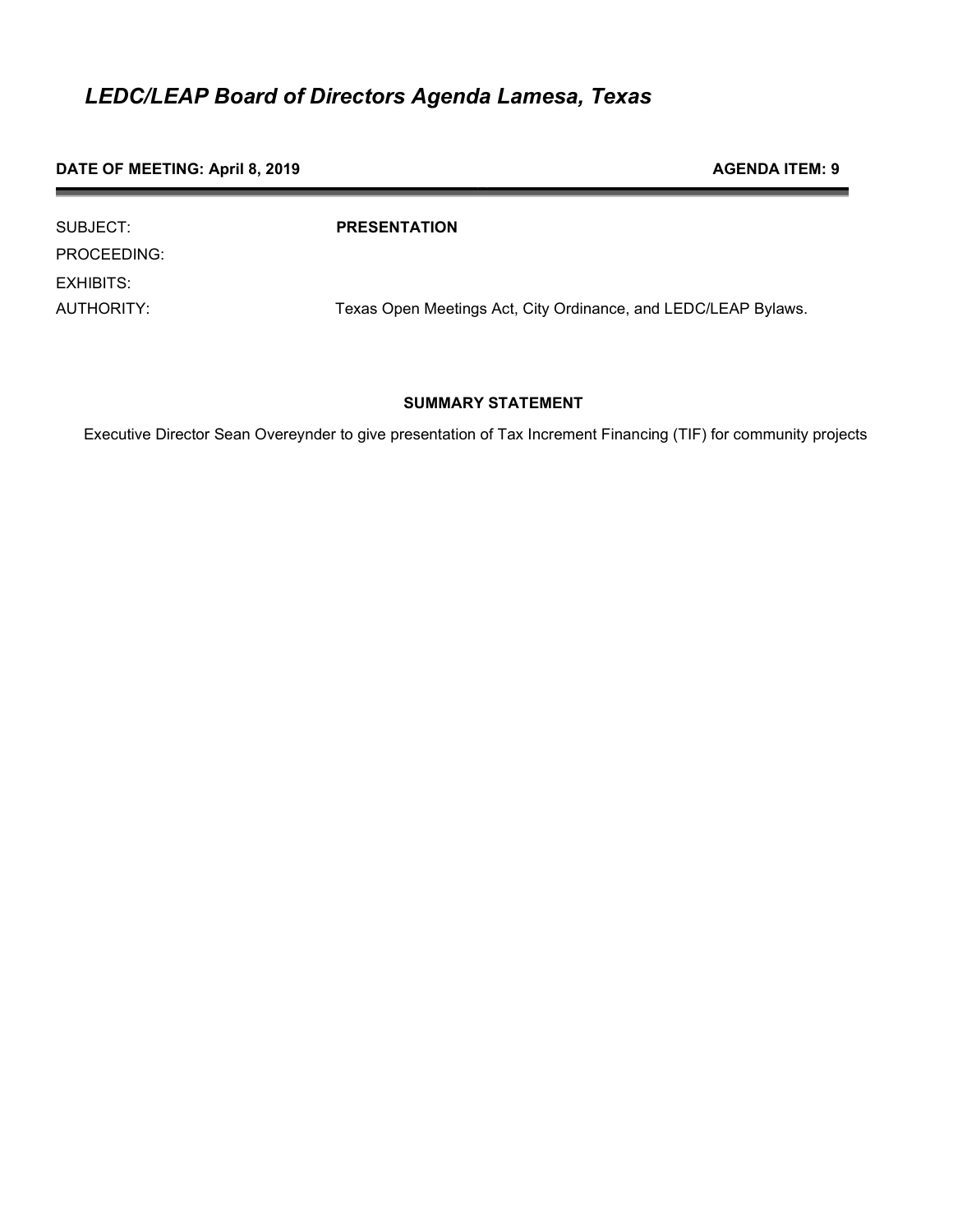# *LEDC/LEAP Board of Directors Agenda Lamesa, Texas*

**DATE OF MEETING: April 8, 2019** **AGENDA ITEM: 9**

| | |
|---|---|
| SUBJECT: | **PRESENTATION** |
| PROCEEDING: | |
| EXHIBITS: | |
| AUTHORITY: | Texas Open Meetings Act, City Ordinance, and LEDC/LEAP Bylaws. |

**SUMMARY STATEMENT**

Executive Director Sean Overeynder to give presentation of Tax Increment Financing (TIF) for community projects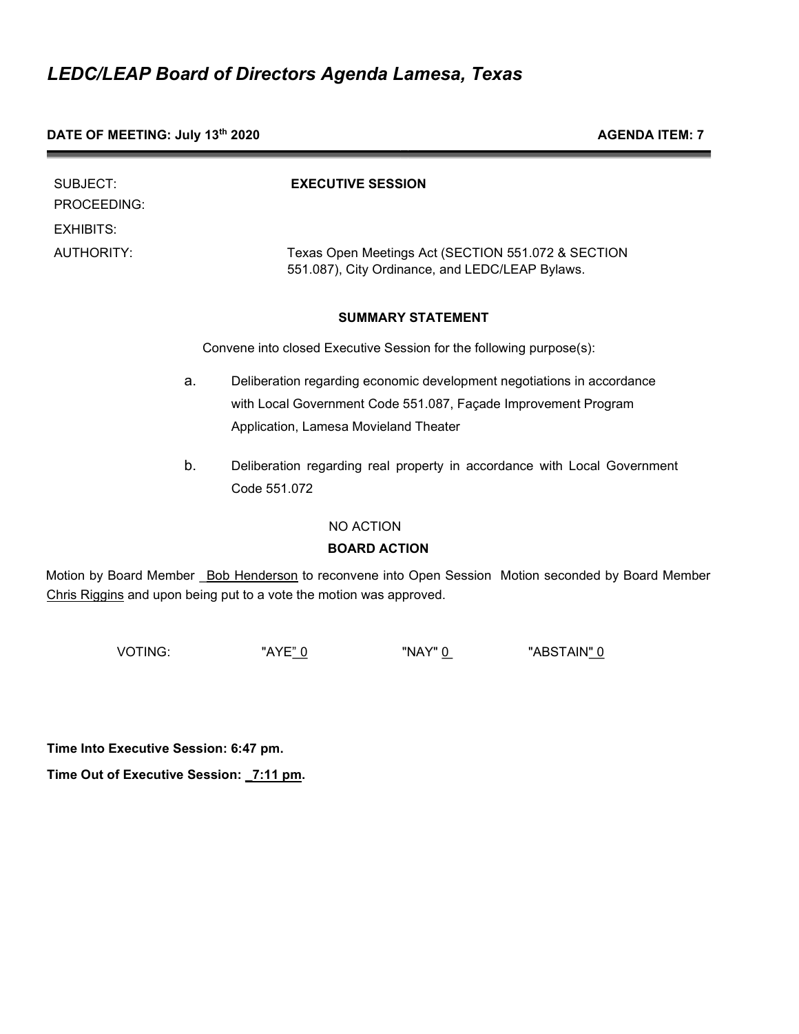# *LEDC/LEAP Board of Directors Agenda Lamesa, Texas*

**DATE OF MEETING: July 13th 2020** **AGENDA ITEM: 7**

---

SUBJECT: **EXECUTIVE SESSION**

PROCEEDING:

EXHIBITS:

AUTHORITY: Texas Open Meetings Act (SECTION 551.072 & SECTION 551.087), City Ordinance, and LEDC/LEAP Bylaws.

**SUMMARY STATEMENT**

Convene into closed Executive Session for the following purpose(s):

a. Deliberation regarding economic development negotiations in accordance with Local Government Code 551.087, Façade Improvement Program Application, Lamesa Movieland Theater

b. Deliberation regarding real property in accordance with Local Government Code 551.072

NO ACTION

**BOARD ACTION**

Motion by Board Member Bob Henderson to reconvene into Open Session Motion seconded by Board Member Chris Riggins and upon being put to a vote the motion was approved.

VOTING: "AYE" 0 "NAY" 0 "ABSTAIN" 0

**Time Into Executive Session: 6:47 pm.**

**Time Out of Executive Session: 7:11 pm.**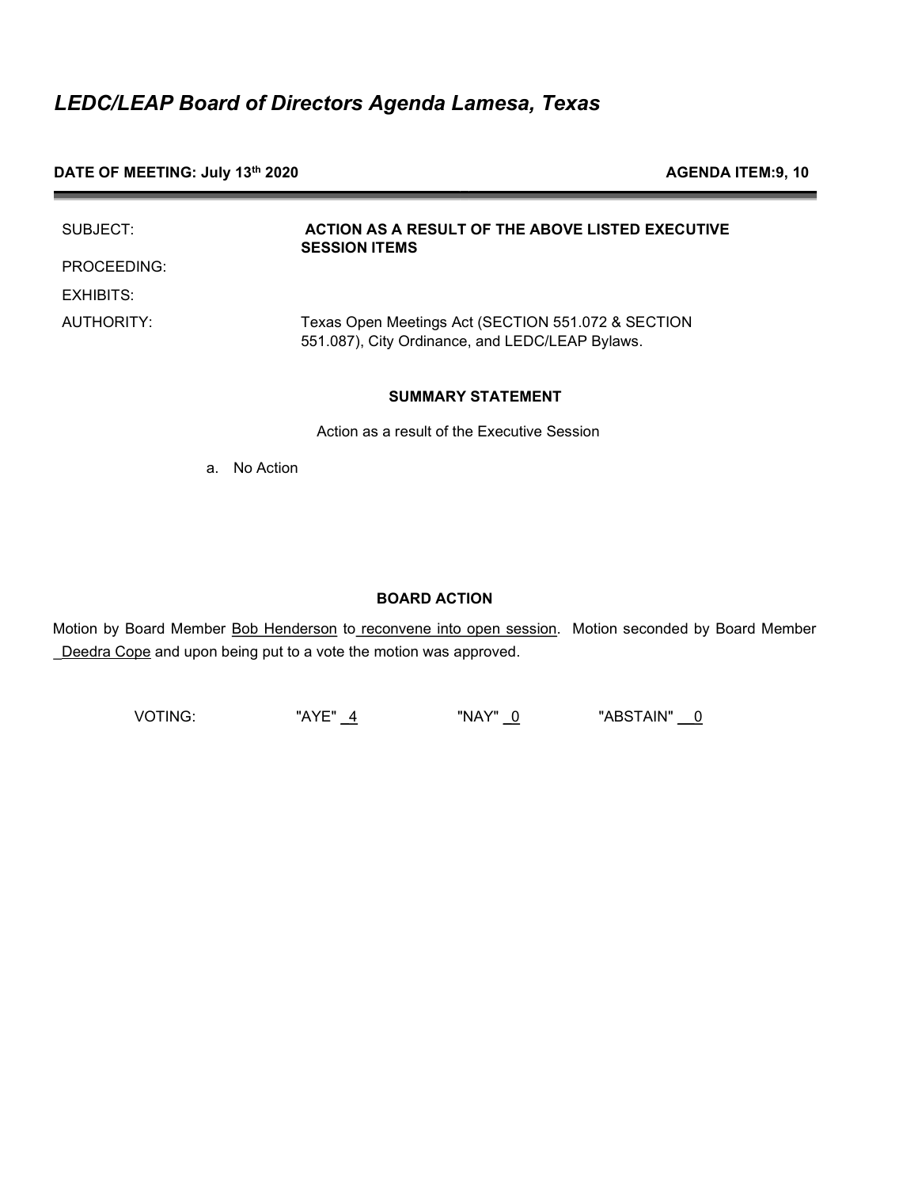# *LEDC/LEAP Board of Directors Agenda Lamesa, Texas*

**DATE OF MEETING: July 13th 2020** **AGENDA ITEM:9, 10**

| | |
|---|---|
| SUBJECT: | **ACTION AS A RESULT OF THE ABOVE LISTED EXECUTIVE SESSION ITEMS** |
| PROCEEDING: | |
| EXHIBITS: | |
| AUTHORITY: | Texas Open Meetings Act (SECTION 551.072 & SECTION 551.087), City Ordinance, and LEDC/LEAP Bylaws. |

**SUMMARY STATEMENT**

Action as a result of the Executive Session

a. No Action

**BOARD ACTION**

Motion by Board Member Bob Henderson to reconvene into open session. Motion seconded by Board Member Deedra Cope and upon being put to a vote the motion was approved.

VOTING: "AYE" 4 "NAY" 0 "ABSTAIN" 0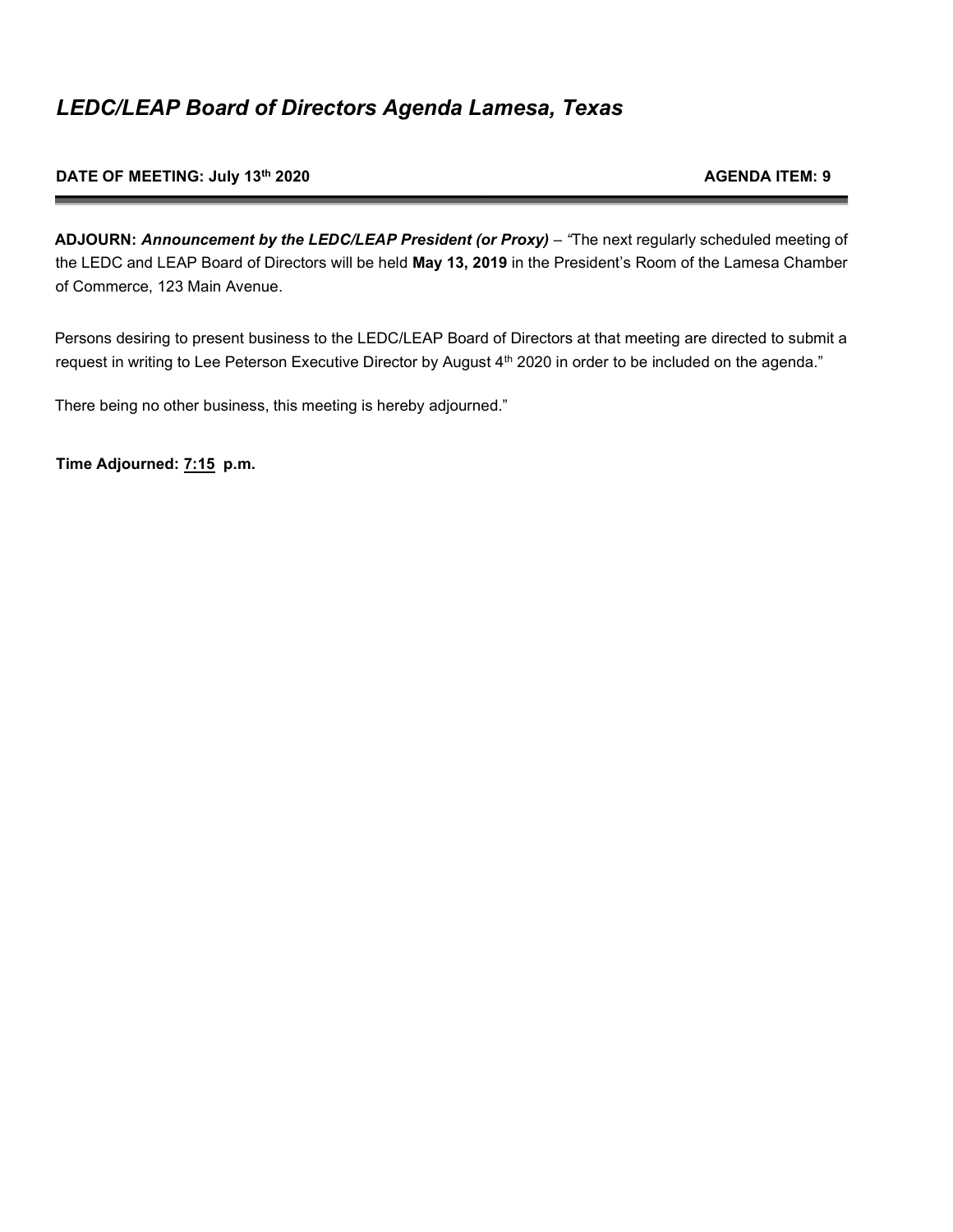# *LEDC/LEAP Board of Directors Agenda Lamesa, Texas*

**DATE OF MEETING: July 13th 2020** **AGENDA ITEM: 9**

---

**ADJOURN:** ***Announcement by the LEDC/LEAP President (or Proxy)*** – *"*The next regularly scheduled meeting of the LEDC and LEAP Board of Directors will be held **May 13, 2019** in the President's Room of the Lamesa Chamber of Commerce, 123 Main Avenue.

Persons desiring to present business to the LEDC/LEAP Board of Directors at that meeting are directed to submit a request in writing to Lee Peterson Executive Director by August 4th 2020 in order to be included on the agenda."

There being no other business, this meeting is hereby adjourned."

**Time Adjourned: 7:15 p.m.**